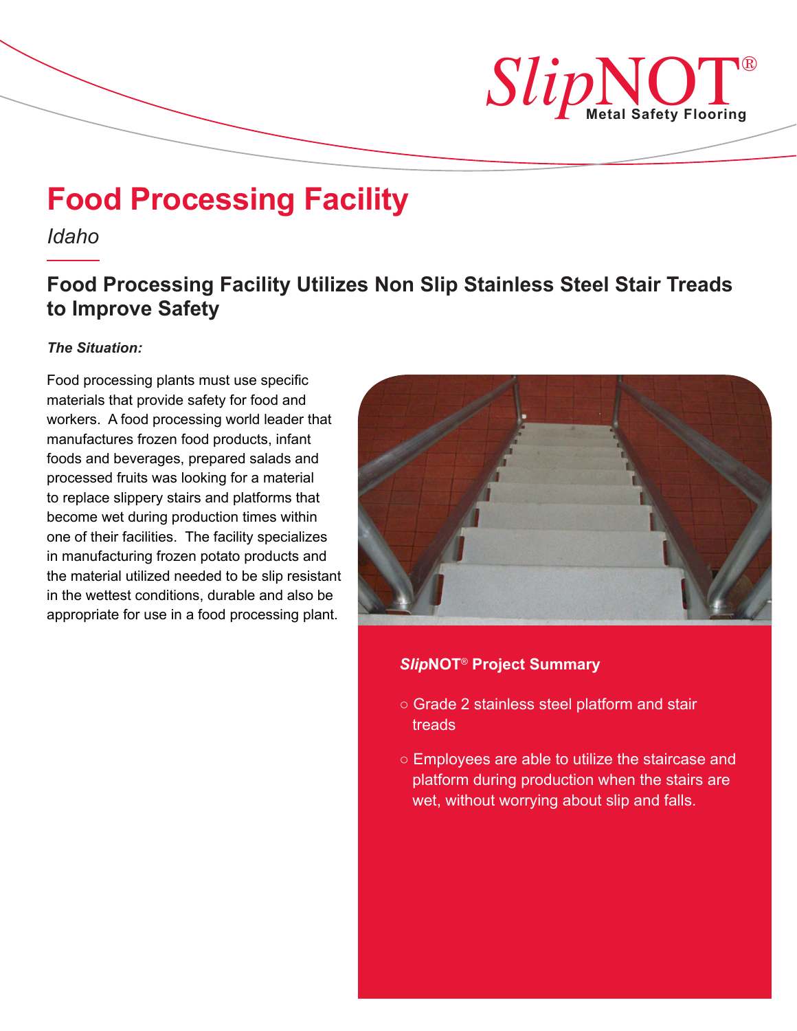# Food Processing Facility

*Idaho*

## Food Processing Facility Utilizes Non Slip Stainless Steel Stair Treads to Improve Safety

***The Situation:***

Food processing plants must use specific materials that provide safety for food and workers. A food processing world leader that manufactures frozen food products, infant foods and beverages, prepared salads and processed fruits was looking for a material to replace slippery stairs and platforms that become wet during production times within one of their facilities. The facility specializes in manufacturing frozen potato products and the material utilized needed to be slip resistant in the wettest conditions, durable and also be appropriate for use in a food processing plant.

### ***Slip*NOT® Project Summary**

- Grade 2 stainless steel platform and stair treads
- Employees are able to utilize the staircase and platform during production when the stairs are wet, without worrying about slip and falls.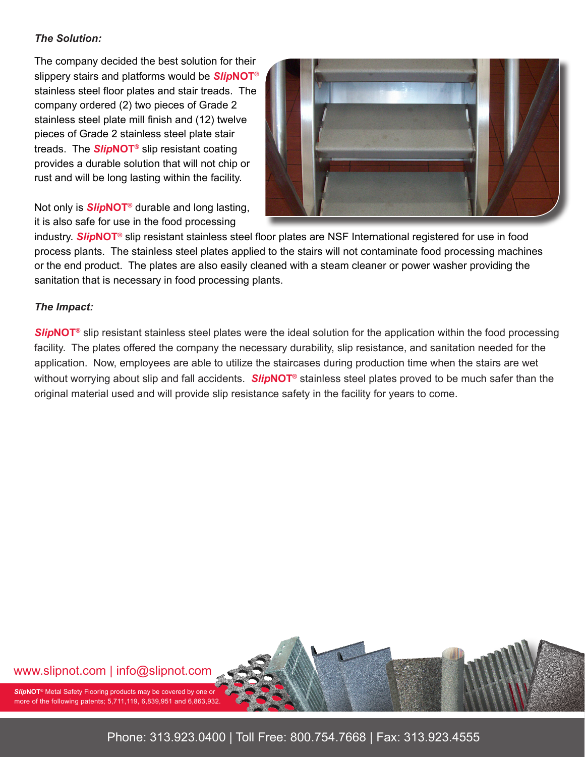***The Solution:***

The company decided the best solution for their slippery stairs and platforms would be ***Slip*NOT®** stainless steel floor plates and stair treads. The company ordered (2) two pieces of Grade 2 stainless steel plate mill finish and (12) twelve pieces of Grade 2 stainless steel plate stair treads. The ***Slip*NOT®** slip resistant coating provides a durable solution that will not chip or rust and will be long lasting within the facility.

Not only is ***Slip*NOT®** durable and long lasting, it is also safe for use in the food processing industry. ***Slip*NOT®** slip resistant stainless steel floor plates are NSF International registered for use in food process plants. The stainless steel plates applied to the stairs will not contaminate food processing machines or the end product. The plates are also easily cleaned with a steam cleaner or power washer providing the sanitation that is necessary in food processing plants.

***The Impact:***

***Slip*NOT®** slip resistant stainless steel plates were the ideal solution for the application within the food processing facility. The plates offered the company the necessary durability, slip resistance, and sanitation needed for the application. Now, employees are able to utilize the staircases during production time when the stairs are wet without worrying about slip and fall accidents. ***Slip*NOT®** stainless steel plates proved to be much safer than the original material used and will provide slip resistance safety in the facility for years to come.

www.slipnot.com | info@slipnot.com

***Slip*NOT®** Metal Safety Flooring products may be covered by one or more of the following patents; 5,711,119, 6,839,951 and 6,863,932.

Phone: 313.923.0400 | Toll Free: 800.754.7668 | Fax: 313.923.4555